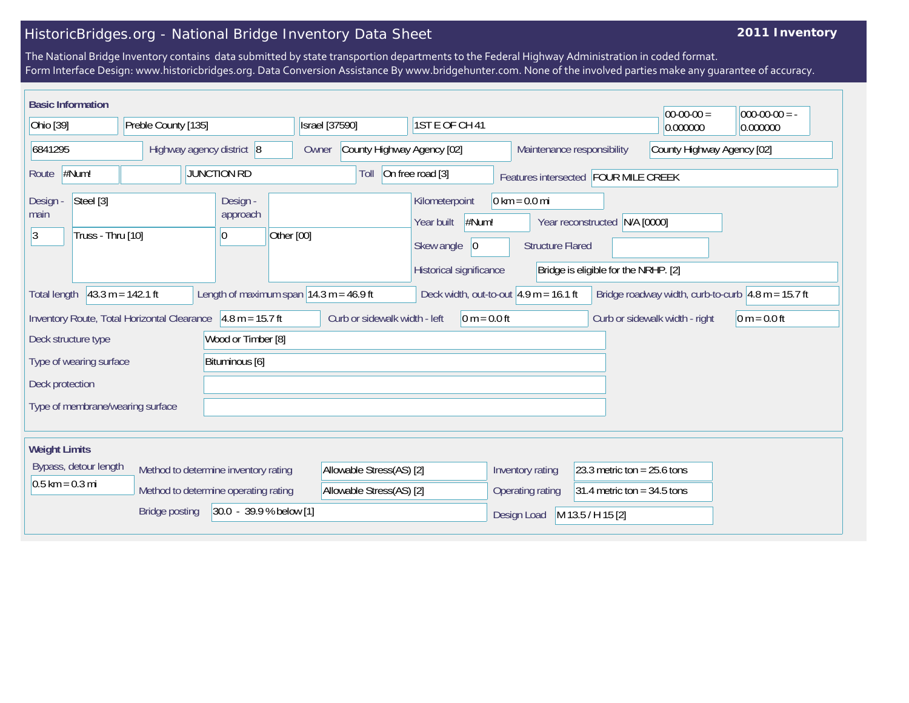# HistoricBridges.org - National Bridge Inventory Data Sheet

**2011 Inventory**

The National Bridge Inventory contains data submitted by state transportion departments to the Federal Highway Administration in coded format.
Form Interface Design: www.historicbridges.org. Data Conversion Assistance By www.bridgehunter.com. None of the involved parties make any guarantee of accuracy.

## Basic Information

| | |
|---|---|
| State | Ohio [39] |
| County | Preble County [135] |
| Place | Israel [37590] |
| Location | 1ST E OF CH 41 |
| Latitude | 00-00-00 = 0.000000 |
| Longitude | 000-00-00 = - 0.000000 |
| Structure Number | 6841295 |
| Highway agency district | 8 |
| Owner | County Highway Agency [02] |
| Maintenance responsibility | County Highway Agency [02] |
| Route | #Num! |
| Facility carried | JUNCTION RD |
| Toll | On free road [3] |
| Features intersected | FOUR MILE CREEK |
| Design - main | Steel [3] |
| | 3 — Truss - Thru [10] |
| Design - approach | |
| | 0 — Other [00] |
| Kilometerpoint | 0 km = 0.0 mi |
| Year built | #Num! |
| Year reconstructed | N/A [0000] |
| Skew angle | 0 |
| Structure Flared | |
| Historical significance | Bridge is eligible for the NRHP. [2] |
| Total length | 43.3 m = 142.1 ft |
| Length of maximum span | 14.3 m = 46.9 ft |
| Deck width, out-to-out | 4.9 m = 16.1 ft |
| Bridge roadway width, curb-to-curb | 4.8 m = 15.7 ft |
| Inventory Route, Total Horizontal Clearance | 4.8 m = 15.7 ft |
| Curb or sidewalk width - left | 0 m = 0.0 ft |
| Curb or sidewalk width - right | 0 m = 0.0 ft |
| Deck structure type | Wood or Timber [8] |
| Type of wearing surface | Bituminous [6] |
| Deck protection | |
| Type of membrane/wearing surface | |

## Weight Limits

| | |
|---|---|
| Bypass, detour length | 0.5 km = 0.3 mi |
| Method to determine inventory rating | Allowable Stress(AS) [2] |
| Method to determine operating rating | Allowable Stress(AS) [2] |
| Bridge posting | 30.0 - 39.9 % below [1] |
| Inventory rating | 23.3 metric ton = 25.6 tons |
| Operating rating | 31.4 metric ton = 34.5 tons |
| Design Load | M 13.5 / H 15 [2] |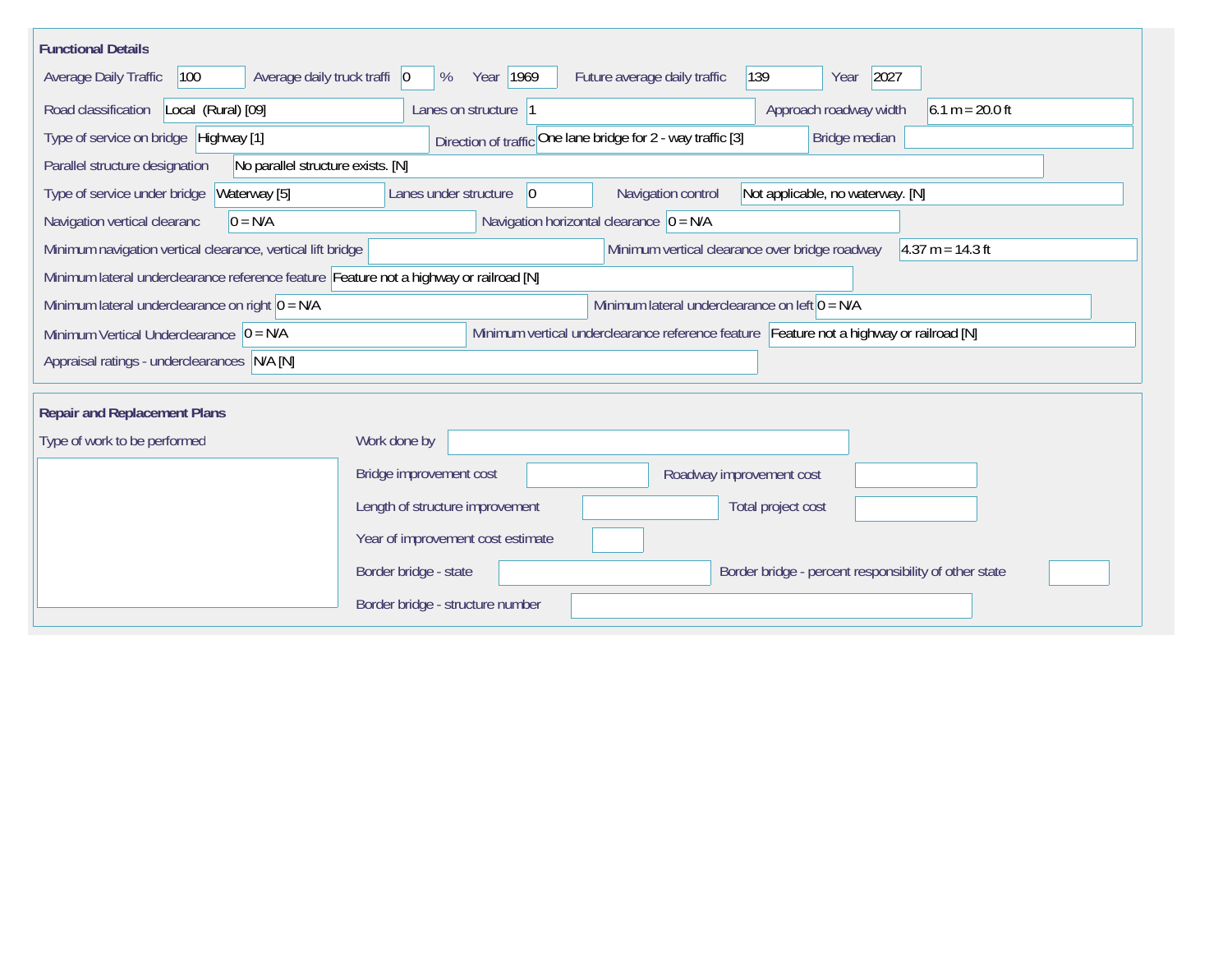## Functional Details

Average Daily Traffic: 100
Average daily truck traffi: 0 %
Year: 1969
Future average daily traffic: 139
Year: 2027

Road classification: Local (Rural) [09]
Lanes on structure: 1
Approach roadway width: 6.1 m = 20.0 ft

Type of service on bridge: Highway [1]
Direction of traffic: One lane bridge for 2 - way traffic [3]
Bridge median:

Parallel structure designation: No parallel structure exists. [N]

Type of service under bridge: Waterway [5]
Lanes under structure: 0
Navigation control: Not applicable, no waterway. [N]

Navigation vertical clearanc: 0 = N/A
Navigation horizontal clearance: 0 = N/A

Minimum navigation vertical clearance, vertical lift bridge:
Minimum vertical clearance over bridge roadway: 4.37 m = 14.3 ft

Minimum lateral underclearance reference feature: Feature not a highway or railroad [N]

Minimum lateral underclearance on right: 0 = N/A
Minimum lateral underclearance on left: 0 = N/A

Minimum Vertical Underclearance: 0 = N/A
Minimum vertical underclearance reference feature: Feature not a highway or railroad [N]

Appraisal ratings - underclearances: N/A [N]

## Repair and Replacement Plans

Type of work to be performed:

Work done by:

Bridge improvement cost:
Roadway improvement cost:

Length of structure improvement:
Total project cost:

Year of improvement cost estimate:

Border bridge - state:
Border bridge - percent responsibility of other state:

Border bridge - structure number: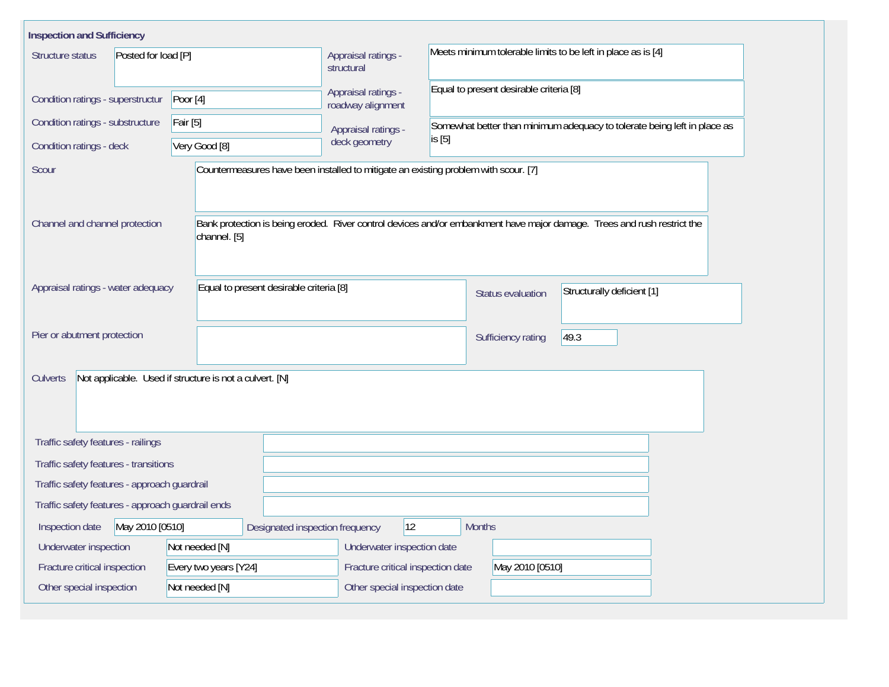## Inspection and Sufficiency

| Field | Value |
|---|---|
| Structure status | Posted for load [P] |
| Condition ratings - superstructur | Poor [4] |
| Condition ratings - substructure | Fair [5] |
| Condition ratings - deck | Very Good [8] |
| Appraisal ratings - structural | Meets minimum tolerable limits to be left in place as is [4] |
| Appraisal ratings - roadway alignment | Equal to present desirable criteria [8] |
| Appraisal ratings - deck geometry | Somewhat better than minimum adequacy to tolerate being left in place as is [5] |
| Scour | Countermeasures have been installed to mitigate an existing problem with scour. [7] |
| Channel and channel protection | Bank protection is being eroded. River control devices and/or embankment have major damage. Trees and rush restrict the channel. [5] |
| Appraisal ratings - water adequacy | Equal to present desirable criteria [8] |
| Status evaluation | Structurally deficient [1] |
| Pier or abutment protection | |
| Sufficiency rating | 49.3 |
| Culverts | Not applicable. Used if structure is not a culvert. [N] |
| Traffic safety features - railings | |
| Traffic safety features - transitions | |
| Traffic safety features - approach guardrail | |
| Traffic safety features - approach guardrail ends | |

| Field | Value | Field | Value |
|---|---|---|---|
| Inspection date | May 2010 [0510] | Designated inspection frequency | 12 Months |
| Underwater inspection | Not needed [N] | Underwater inspection date | |
| Fracture critical inspection | Every two years [Y24] | Fracture critical inspection date | May 2010 [0510] |
| Other special inspection | Not needed [N] | Other special inspection date | |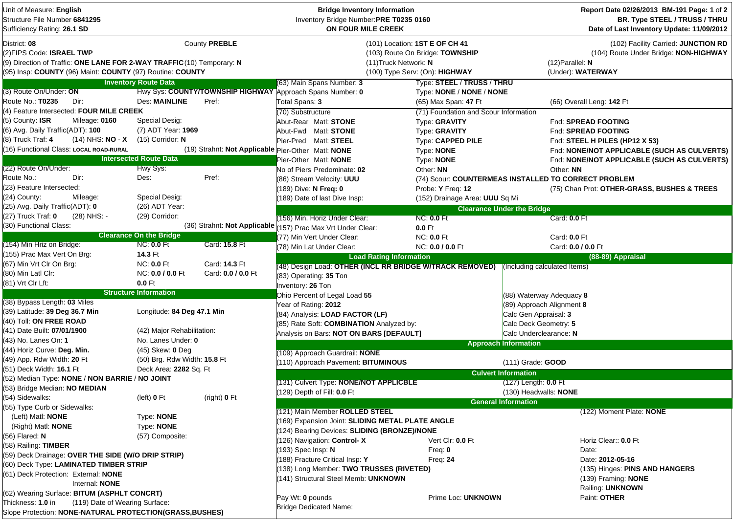Unit of Measure: **English**
Structure File Number **6841295**
Sufficiency Rating: **26.1 SD**

**Bridge Inventory Information**
Inventory Bridge Number: **PRE T0235 0160**
**ON FOUR MILE CREEK**

Report Date 02/26/2013 BM-191
**BR. Type STEEL / TRUSS / THRU**
**Date of Last Inventory Update: 11/09/2012**

District: **08** | County **PREBLE** | (101) Location: **1ST E OF CH 41** | (102) Facility Carried: **JUNCTION RD**

(2)FIPS Code: **ISRAEL TWP** | (103) Route On Bridge: **TOWNSHIP** | (104) Route Under Bridge: **NON-HIGHWAY**

(9) Direction of Traffic: **ONE LANE FOR 2-WAY TRAFFIC** (10) Temporary: **N** | (11)Truck Network: **N** | (12)Parallel: **N**

(95) Insp: **COUNTY** (96) Maint: **COUNTY** (97) Routine: **COUNTY** | (100) Type Serv: (On): **HIGHWAY** | (Under): **WATERWAY**

## Inventory Route Data

(3) Route On/Under: **ON** | Hwy Sys: **COUNTY/TOWNSHIP HIGHWAY**
Route No.: **T0235** | Dir: | Des: **MAINLINE** | Pref:
(4) Feature Intersected: **FOUR MILE CREEK**
(5) County: **ISR** | Mileage: **0160** | Special Desig:
(6) Avg. Daily Traffic(ADT): **100** | (7) ADT Year: **1969**
(8) Truck Traf: **4** | (14) NHS: **NO - X** | (15) Corridor: **N**
(16) Functional Class: **LOCAL ROAD-RURAL** | (19) Strahnt: **Not Applicable**

## Intersected Route Data

(22) Route On/Under: | Hwy Sys:
Route No.: | Dir: | Des: | Pref:
(23) Feature Intersected:
(24) County: | Mileage: | Special Desig:
(25) Avg. Daily Traffic(ADT): **0** | (26) ADT Year:
(27) Truck Traf: **0** | (28) NHS: **-** | (29) Corridor:
(30) Functional Class: | (36) Strahnt: **Not Applicable**

## Clearance On the Bridge

| | | |
|---|---|---|
| (154) Min Hriz on Bridge: | NC: **0.0** Ft | Card: **15.8** Ft |
| (155) Prac Max Vert On Brg: | **14.3** Ft | |
| (67) Min Vrt Clr On Brg: | NC: **0.0** Ft | Card: **14.3** Ft |
| (80) Min Latl Clr: | NC: **0.0 / 0.0** Ft | Card: **0.0 / 0.0** Ft |
| (81) Vrt Clr Lft: | **0.0** Ft | |

## Structure Information

(38) Bypass Length: **03** Miles
(39) Latitude: **39 Deg 36.7 Min** | Longitude: **84 Deg 47.1 Min**
(40) Toll: **ON FREE ROAD**
(41) Date Built: **07/01/1900** | (42) Major Rehabilitation:
(43) No. Lanes On: **1** | No. Lanes Under: **0**
(44) Horiz Curve: **Deg. Min.** | (45) Skew: **0** Deg
(49) App. Rdw Width: **20** Ft | (50) Brg. Rdw Width: **15.8** Ft
(51) Deck Width: **16.1** Ft | Deck Area: **2282** Sq. Ft
(52) Median Type: **NONE** / **NON BARRIE** / **NO JOINT**
(53) Bridge Median: **NO MEDIAN**
(54) Sidewalks: | (left) **0** Ft | (right) **0** Ft
(55) Type Curb or Sidewalks:
(Left) Matl: **NONE** | Type: **NONE**
(Right) Matl: **NONE** | Type: **NONE**
(56) Flared: **N** | (57) Composite:
(58) Railing: **TIMBER**
(59) Deck Drainage: **OVER THE SIDE (W/O DRIP STRIP)**
(60) Deck Type: **LAMINATED TIMBER STRIP**
(61) Deck Protection: External: **NONE**
Internal: **NONE**
(62) Wearing Surface: **BITUM (ASPHLT CONCRT)**
Thickness: **1.0** in | (119) Date of Wearing Surface:
Slope Protection: **NONE-NATURAL PROTECTION(GRASS,BUSHES)**

## Spans and Substructure

(63) Main Spans Number: **3** | Type: **STEEL / TRUSS / THRU**
Approach Spans Number: **0** | Type: **NONE / NONE / NONE**
Total Spans: **3** | (65) Max Span: **47** Ft | (66) Overall Leng: **142** Ft

| (70) Substructure | (71) Foundation and Scour Information | |
|---|---|---|
| Abut-Rear Matl: **STONE** | Type: **GRAVITY** | Fnd: **SPREAD FOOTING** |
| Abut-Fwd Matl: **STONE** | Type: **GRAVITY** | Fnd: **SPREAD FOOTING** |
| Pier-Pred Matl: **STEEL** | Type: **CAPPED PILE** | Fnd: **STEEL H PILES (HP12 X 53)** |
| Pier-Other Matl: **NONE** | Type: **NONE** | Fnd: **NONE/NOT APPLICABLE (SUCH AS CULVERTS)** |
| Pier-Other Matl: **NONE** | Type: **NONE** | Fnd: **NONE/NOT APPLICABLE (SUCH AS CULVERTS)** |
| No of Piers Predominate: **02** | Other: **NN** | Other: **NN** |

(86) Stream Velocity: **UUU** | (74) Scour: **COUNTERMEAS INSTALLED TO CORRECT PROBLEM**
(189) Dive: **N** Freq: **0** | Probe: **Y** Freq: **12** | (75) Chan Prot: **OTHER-GRASS, BUSHES & TREES**
(189) Date of last Dive Insp: | (152) Drainage Area: **UUU** Sq Mi

## Clearance Under the Bridge

| | | |
|---|---|---|
| (156) Min. Horiz Under Clear: | NC: **0.0** Ft | Card: **0.0** Ft |
| (157) Prac Max Vrt Under Clear: | **0.0** Ft | |
| (77) Min Vert Under Clear: | NC: **0.0** Ft | Card: **0.0** Ft |
| (78) Min Lat Under Clear: | NC: **0.0 / 0.0** Ft | Card: **0.0 / 0.0** Ft |

## Load Rating Information

(48) Design Load: **OTHER (INCL RR BRIDGE W/TRACK REMOVED)**
(83) Operating: **35** Ton
Inventory: **26** Ton
Ohio Percent of Legal Load **55**
Year of Rating: **2012**
(84) Analysis: **LOAD FACTOR (LF)**
(85) Rate Soft: **COMBINATION** Analyzed by:
Analysis on Bars: **NOT ON BARS [DEFAULT]**

## (88-89) Appraisal

(Including calculated Items)
(88) Waterway Adequacy **8**
(89) Approach Alignment **8**
Calc Gen Appraisal: **3**
Calc Deck Geometry: **5**
Calc Underclearance: **N**

## Approach Information

(109) Approach Guardrail: **NONE**
(110) Approach Pavement: **BITUMINOUS** | (111) Grade: **GOOD**

## Culvert Information

(131) Culvert Type: **NONE/NOT APPLICBLE** | (127) Length: **0.0** Ft
(129) Depth of Fill: **0.0** Ft | (130) Headwalls: **NONE**

## General Information

(121) Main Member **ROLLED STEEL** | (122) Moment Plate: **NONE**
(169) Expansion Joint: **SLIDING METAL PLATE ANGLE**
(124) Bearing Devices: **SLIDING (BRONZE)/NONE**
(126) Navigation: **Control- X** | Vert Clr: **0.0** Ft | Horiz Clear:: **0.0** Ft
(193) Spec Insp: **N** | Freq: **0** | Date:
(188) Fracture Critical Insp: **Y** | Freq: **24** | Date: **2012-05-16**
(138) Long Member: **TWO TRUSSES (RIVETED)** | (135) Hinges: **PINS AND HANGERS**
(141) Structural Steel Memb: **UNKNOWN** | (139) Framing: **NONE**
Railing: **UNKNOWN**
Pay Wt: **0** pounds | Prime Loc: **UNKNOWN** | Paint: **OTHER**
Bridge Dedicated Name: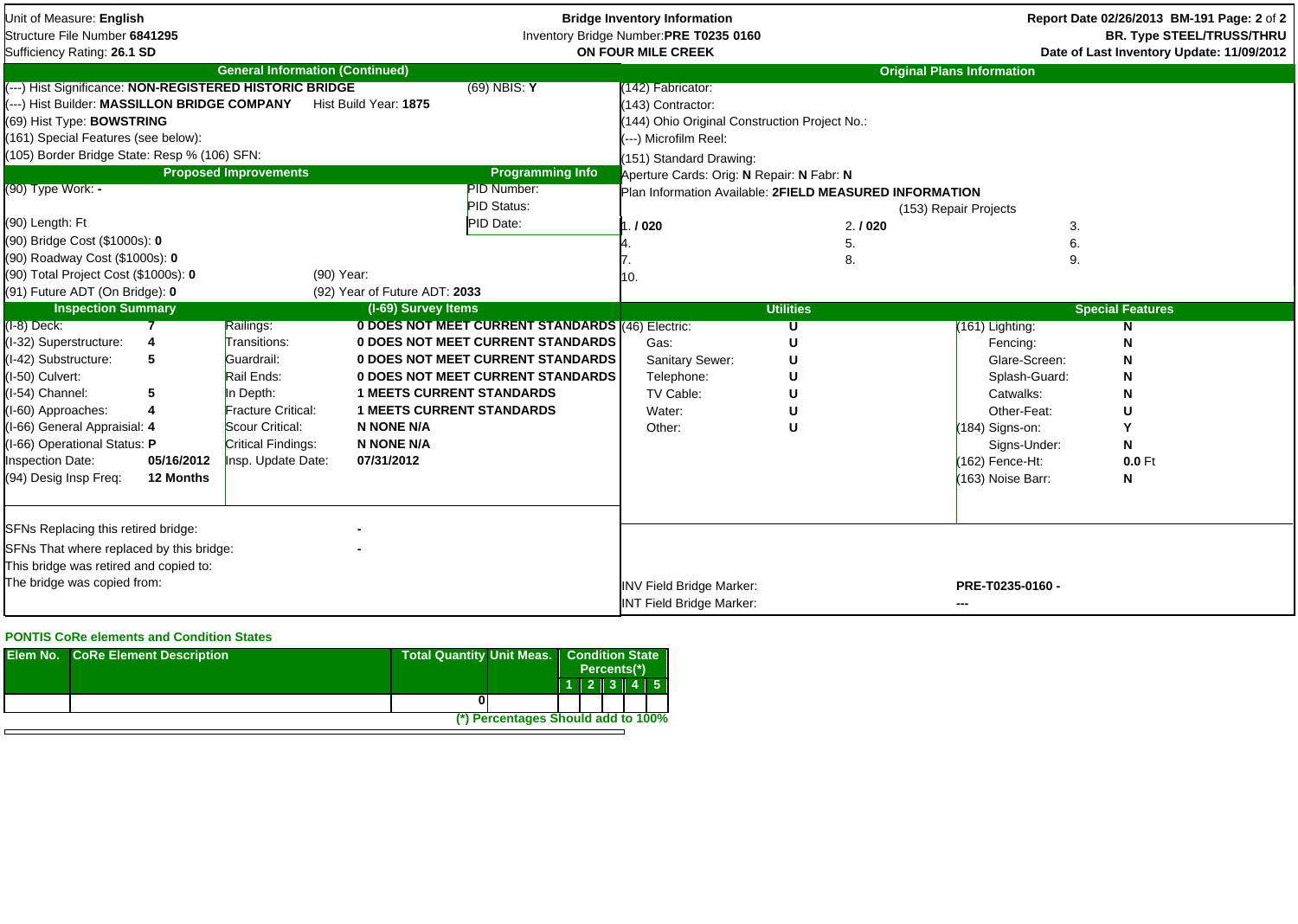Unit of Measure: **English**
Structure File Number **6841295**
Sufficiency Rating: **26.1 SD**

**Bridge Inventory Information**
Inventory Bridge Number: **PRE T0235 0160**
**ON FOUR MILE CREEK**

**Report Date 02/26/2013 BM-191**
**BR. Type STEEL/TRUSS/THRU**
**Date of Last Inventory Update: 11/09/2012**

## General Information (Continued)

(---) Hist Significance: **NON-REGISTERED HISTORIC BRIDGE** (69) NBIS: **Y**
(---) Hist Builder: **MASSILLON BRIDGE COMPANY** Hist Build Year: **1875**
(69) Hist Type: **BOWSTRING**
(161) Special Features (see below):
(105) Border Bridge State: Resp % (106) SFN:

## Original Plans Information

(142) Fabricator:
(143) Contractor:
(144) Ohio Original Construction Project No.:
(---) Microfilm Reel:
(151) Standard Drawing:
Aperture Cards: Orig: **N** Repair: **N** Fabr: **N**
Plan Information Available: **2FIELD MEASURED INFORMATION**

(153) Repair Projects

| | | |
|---|---|---|
| 1. **/ 020** | 2. **/ 020** | 3. |
| 4. | 5. | 6. |
| 7. | 8. | 9. |
| 10. | | |

## Proposed Improvements

(90) Type Work: **-**
(90) Length: Ft
(90) Bridge Cost ($1000s): **0**
(90) Roadway Cost ($1000s): **0**
(90) Total Project Cost ($1000s): **0** (90) Year:
(91) Future ADT (On Bridge): **0** (92) Year of Future ADT: **2033**

## Programming Info

PID Number:
PID Status:
PID Date:

## Inspection Summary

| | | | |
|---|---|---|---|
| (I-8) Deck: | **7** | Railings: | **0 DOES NOT MEET CURRENT STANDARDS** |
| (I-32) Superstructure: | **4** | Transitions: | **0 DOES NOT MEET CURRENT STANDARDS** |
| (I-42) Substructure: | **5** | Guardrail: | **0 DOES NOT MEET CURRENT STANDARDS** |
| (I-50) Culvert: | | Rail Ends: | **0 DOES NOT MEET CURRENT STANDARDS** |
| (I-54) Channel: | **5** | In Depth: | **1 MEETS CURRENT STANDARDS** |
| (I-60) Approaches: | **4** | Fracture Critical: | **1 MEETS CURRENT STANDARDS** |
| (I-66) General Appraisial: | **4** | Scour Critical: | **N NONE N/A** |
| (I-66) Operational Status: | **P** | Critical Findings: | **N NONE N/A** |
| Inspection Date: | **05/16/2012** | Insp. Update Date: | **07/31/2012** |
| (94) Desig Insp Freq: | **12 Months** | | |

(I-69) Survey Items: see Railings through Fracture Critical above.

## Utilities

| | |
|---|---|
| (46) Electric: | **U** |
| Gas: | **U** |
| Sanitary Sewer: | **U** |
| Telephone: | **U** |
| TV Cable: | **U** |
| Water: | **U** |
| Other: | **U** |

## Special Features

| | |
|---|---|
| (161) Lighting: | **N** |
| Fencing: | **N** |
| Glare-Screen: | **N** |
| Splash-Guard: | **N** |
| Catwalks: | **N** |
| Other-Feat: | **U** |
| (184) Signs-on: | **Y** |
| Signs-Under: | **N** |
| (162) Fence-Ht: | **0.0** Ft |
| (163) Noise Barr: | **N** |

SFNs Replacing this retired bridge: **-**
SFNs That where replaced by this bridge: **-**
This bridge was retired and copied to:
The bridge was copied from:

INV Field Bridge Marker: **PRE-T0235-0160 -**
INT Field Bridge Marker: **---**

### PONTIS CoRe elements and Condition States

| Elem No. | CoRe Element Description | Total Quantity | Unit Meas. | Condition State Percents(*) 1 | 2 | 3 | 4 | 5 |
|---|---|---|---|---|---|---|---|---|
| | | 0 | | | | | | |

**(*) Percentages Should add to 100%**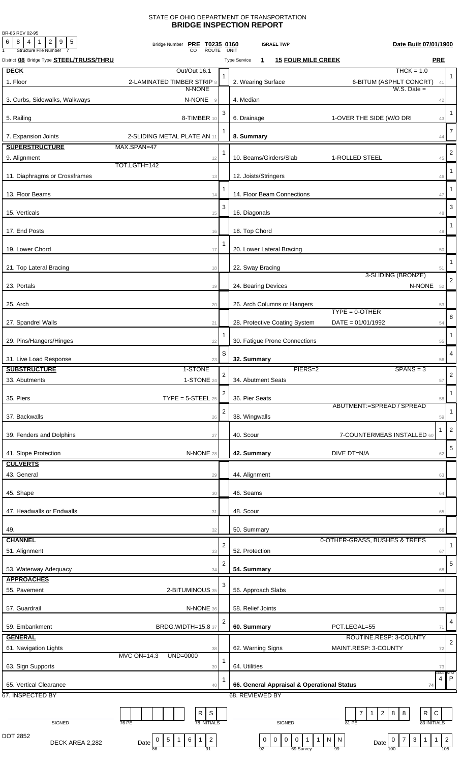BR-86 REV 02-95

# STATE OF OHIO DEPARTMENT OF TRANSPORTATION
## BRIDGE INSPECTION REPORT

Structure File Number: 6 8 4 1 2 9 5

Bridge Number: PRE T0235 0160 (CO ROUTE UNIT) — ISRAEL TWP — Date Built 07/01/1900

District **08** Bridge Type **STEEL/TRUSS/THRU** — Type Service **1** **15 FOUR MILE CREEK** — **PRE**

| **DECK** | Out/Out 16.1 | | | THCK = 1.0 | |
|---|---|---|---|---|---|
| 1. Floor | 2-LAMINATED TIMBER STRIP 8 | 1 | 2. Wearing Surface | 6-BITUM (ASPHLT CONCRT) 41 | 1 |
| 3. Curbs, Sidewalks, Walkways | N-NONE / N-NONE 9 | | 4. Median | W.S. Date = 42 | |
| 5. Railing | 8-TIMBER 10 | 3 | 6. Drainage | 1-OVER THE SIDE (W/O DRI 43 | 1 |
| 7. Expansion Joints | 2-SLIDING METAL PLATE AN 11 | 1 | **8. Summary** | 44 | 7 |
| **SUPERSTRUCTURE** | MAX.SPAN=47 | | | | |
| 9. Alignment | 12 | 1 | 10. Beams/Girders/Slab | 1-ROLLED STEEL 45 | 2 |
| 11. Diaphragms or Crossframes | TOT.LGTH=142 13 | | 12. Joists/Stringers | 46 | 1 |
| 13. Floor Beams | 14 | 1 | 14. Floor Beam Connections | 47 | 1 |
| 15. Verticals | 15 | 3 | 16. Diagonals | 48 | 3 |
| 17. End Posts | 16 | | 18. Top Chord | 49 | 1 |
| 19. Lower Chord | 17 | 1 | 20. Lower Lateral Bracing | 50 | |
| 21. Top Lateral Bracing | 18 | | 22. Sway Bracing | 51 | 1 |
| 23. Portals | 19 | | 24. Bearing Devices | 3-SLIDING (BRONZE) / N-NONE 52 | 2 |
| 25. Arch | 20 | | 26. Arch Columns or Hangers | 53 | |
| 27. Spandrel Walls | 21 | | 28. Protective Coating System | TYPE = 0-OTHER / DATE = 01/01/1992 54 | 8 |
| 29. Pins/Hangers/Hinges | 22 | 1 | 30. Fatigue Prone Connections | 55 | 1 |
| 31. Live Load Response | 23 | S | **32. Summary** | 56 | 4 |
| **SUBSTRUCTURE** | 1-STONE | | PIERS=2 | SPANS = 3 | |
| 33. Abutments | 1-STONE 24 | 2 | 34. Abutment Seats | 57 | 2 |
| 35. Piers | TYPE = 5-STEEL 25 | 2 | 36. Pier Seats | 58 | 1 |
| 37. Backwalls | 26 | 2 | 38. Wingwalls | ABUTMENT:=SPREAD / SPREAD 59 | 1 |
| 39. Fenders and Dolphins | 27 | | 40. Scour | 1 7-COUNTERMEAS INSTALLED 60 | 2 |
| 41. Slope Protection | N-NONE 28 | | **42. Summary** | DIVE DT=N/A 62 | 5 |
| **CULVERTS** | | | | | |
| 43. General | 29 | | 44. Alignment | 63 | |
| 45. Shape | 30 | | 46. Seams | 64 | |
| 47. Headwalls or Endwalls | 31 | | 48. Scour | 65 | |
| 49. | 32 | | 50. Summary | 66 | |
| **CHANNEL** | | | | | |
| 51. Alignment | 33 | 2 | 52. Protection | 0-OTHER-GRASS, BUSHES & TREES 67 | 1 |
| 53. Waterway Adequacy | 34 | 2 | **54. Summary** | 68 | 5 |
| **APPROACHES** | | | | | |
| 55. Pavement | 2-BITUMINOUS 35 | 3 | 56. Approach Slabs | 69 | |
| 57. Guardrail | N-NONE 36 | | 58. Relief Joints | 70 | |
| 59. Embankment | BRDG.WIDTH=15.8 37 | 2 | **60. Summary** | PCT.LEGAL=55 71 | 4 |
| **GENERAL** | | | | | |
| 61. Navigation Lights | 38 | | 62. Warning Signs | ROUTINE.RESP: 3-COUNTY / MAINT.RESP: 3-COUNTY 72 | 2 |
| 63. Sign Supports | MVC ON=14.3 UND=0000 39 | 1 | 64. Utilities | 73 | |
| 65. Vertical Clearance | 40 | 1 | **66. General Appraisal & Operational Status** | 74 | COND 4 / STAT P |

67. INSPECTED BY — SIGNED — 76 PE — 78 INITIALS: R S

68. REVIEWED BY — SIGNED — 81 PE: 7 1 2 8 8 — 83 INITIALS: R C

DOT 2852 — DECK AREA 2,282 — Date 0 5 1 6 1 2 — 92: 0 0 0 0 1 1 N N (69 Survey, 99) — Date 0 7 3 1 1 2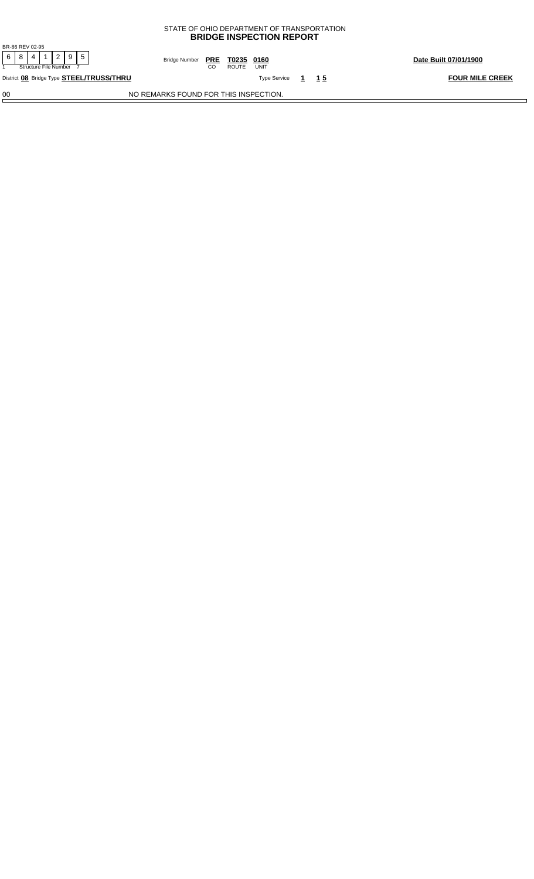STATE OF OHIO DEPARTMENT OF TRANSPORTATION
**BRIDGE INSPECTION REPORT**

BR-86 REV 02-95

| 6 | 8 | 4 | 1 | 2 | 9 | 5 |
|---|---|---|---|---|---|---|

1 Structure File Number 7

Bridge Number **PRE** (CO) **T0235** (ROUTE) **0160** (UNIT)

**Date Built 07/01/1900**

District **08** Bridge Type **STEEL/TRUSS/THRU**

Type Service **1** **1 5**

**FOUR MILE CREEK**

00 NO REMARKS FOUND FOR THIS INSPECTION.